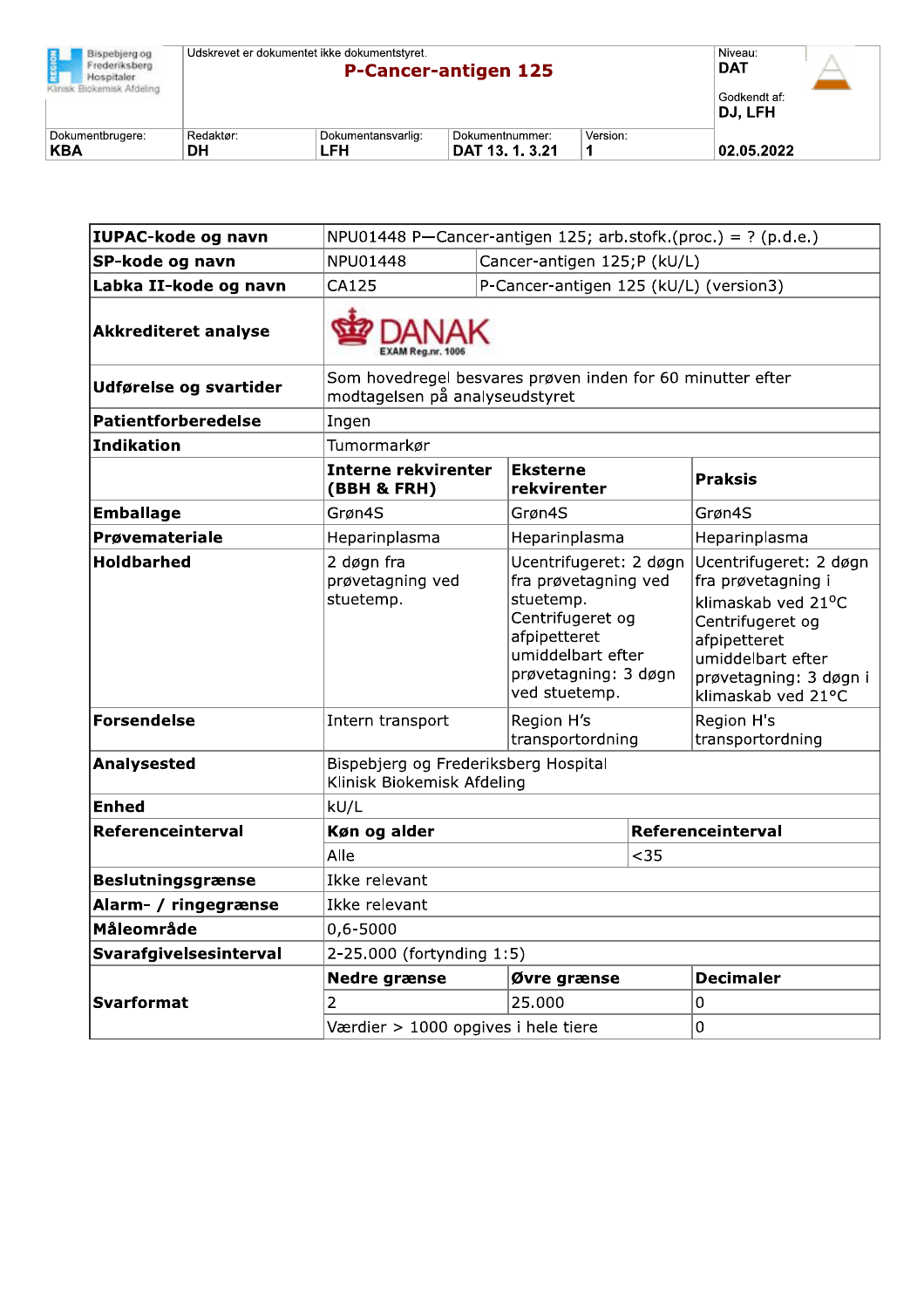| | Udskrevet er dokumentet ikke dokumentstyret. | | | | Niveau: DAT |
|---|---|---|---|---|---|
| Bispebjerg og Frederiksberg Hospitaler Klinisk Biokemisk Afdeling | **P-Cancer-antigen 125** | | | | Godkendt af: **DJ, LFH** |
| Dokumentbrugere: **KBA** | Redaktør: **DH** | Dokumentansvarlig: **LFH** | Dokumentnummer: **DAT 13. 1. 3.21** | Version: **1** | **02.05.2022** |

| | | | |
|---|---|---|---|
| **IUPAC-kode og navn** | NPU01448 P—Cancer-antigen 125; arb.stofk.(proc.) = ? (p.d.e.) | | |
| **SP-kode og navn** | NPU01448 | Cancer-antigen 125;P (kU/L) | |
| **Labka II-kode og navn** | CA125 | P-Cancer-antigen 125 (kU/L) (version3) | |
| **Akkrediteret analyse** | DANAK EXAM Reg.nr. 1006 | | |
| **Udførelse og svartider** | Som hovedregel besvares prøven inden for 60 minutter efter modtagelsen på analyseudstyret | | |
| **Patientforberedelse** | Ingen | | |
| **Indikation** | Tumormarkør | | |
| | **Interne rekvirenter (BBH & FRH)** | **Eksterne rekvirenter** | **Praksis** |
| **Emballage** | Grøn4S | Grøn4S | Grøn4S |
| **Prøvemateriale** | Heparinplasma | Heparinplasma | Heparinplasma |
| **Holdbarhed** | 2 døgn fra prøvetagning ved stuetemp. | Ucentrifugeret: 2 døgn fra prøvetagning ved stuetemp. Centrifugeret og afpipetteret umiddelbart efter prøvetagning: 3 døgn ved stuetemp. | Ucentrifugeret: 2 døgn fra prøvetagning i klimaskab ved 21°C Centrifugeret og afpipetteret umiddelbart efter prøvetagning: 3 døgn i klimaskab ved 21°C |
| **Forsendelse** | Intern transport | Region H's transportordning | Region H's transportordning |
| **Analysested** | Bispebjerg og Frederiksberg Hospital Klinisk Biokemisk Afdeling | | |
| **Enhed** | kU/L | | |
| **Referenceinterval** | **Køn og alder** | **Referenceinterval** | |
| | Alle | <35 | |
| **Beslutningsgrænse** | Ikke relevant | | |
| **Alarm- / ringegrænse** | Ikke relevant | | |
| **Måleområde** | 0,6-5000 | | |
| **Svarafgivelsesinterval** | 2-25.000 (fortynding 1:5) | | |
| **Svarformat** | **Nedre grænse** | **Øvre grænse** | **Decimaler** |
| | 2 | 25.000 | 0 |
| | Værdier > 1000 opgives i hele tiere | | 0 |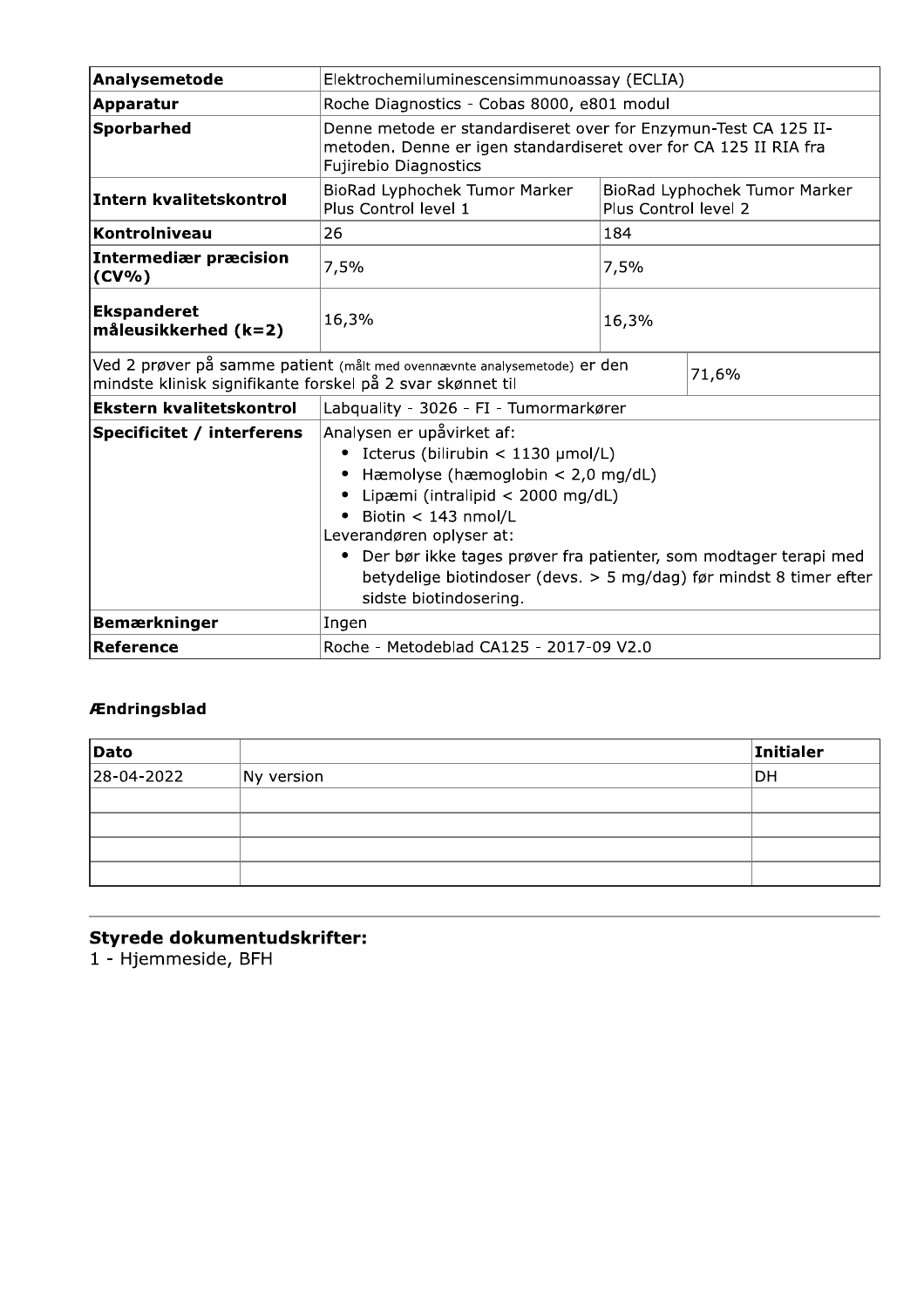| | | |
|---|---|---|
| **Analysemetode** | Elektrochemiluminescensimmunoassay (ECLIA) | |
| **Apparatur** | Roche Diagnostics - Cobas 8000, e801 modul | |
| **Sporbarhed** | Denne metode er standardiseret over for Enzymun-Test CA 125 II-metoden. Denne er igen standardiseret over for CA 125 II RIA fra Fujirebio Diagnostics | |
| **Intern kvalitetskontrol** | BioRad Lyphochek Tumor Marker Plus Control level 1 | BioRad Lyphochek Tumor Marker Plus Control level 2 |
| **Kontrolniveau** | 26 | 184 |
| **Intermediær præcision (CV%)** | 7,5% | 7,5% |
| **Ekspanderet måleusikkerhed (k=2)** | 16,3% | 16,3% |
| Ved 2 prøver på samme patient (målt med ovennævnte analysemetode) er den mindste klinisk signifikante forskel på 2 svar skønnet til | | 71,6% |
| **Ekstern kvalitetskontrol** | Labquality - 3026 - FI - Tumormarkører | |
| **Specificitet / interferens** | Analysen er upåvirket af: <br>• Icterus (bilirubin < 1130 µmol/L) <br>• Hæmolyse (hæmoglobin < 2,0 mg/dL) <br>• Lipæmi (intralipid < 2000 mg/dL) <br>• Biotin < 143 nmol/L <br>Leverandøren oplyser at: <br>• Der bør ikke tages prøver fra patienter, som modtager terapi med betydelige biotindoser (devs. > 5 mg/dag) før mindst 8 timer efter sidste biotindosering. | |
| **Bemærkninger** | Ingen | |
| **Reference** | Roche - Metodeblad CA125 - 2017-09 V2.0 | |

### Ændringsblad

| Dato | | Initialer |
|---|---|---|
| 28-04-2022 | Ny version | DH |
| | | |
| | | |
| | | |
| | | |

## Styrede dokumentudskrifter:

1 - Hjemmeside, BFH